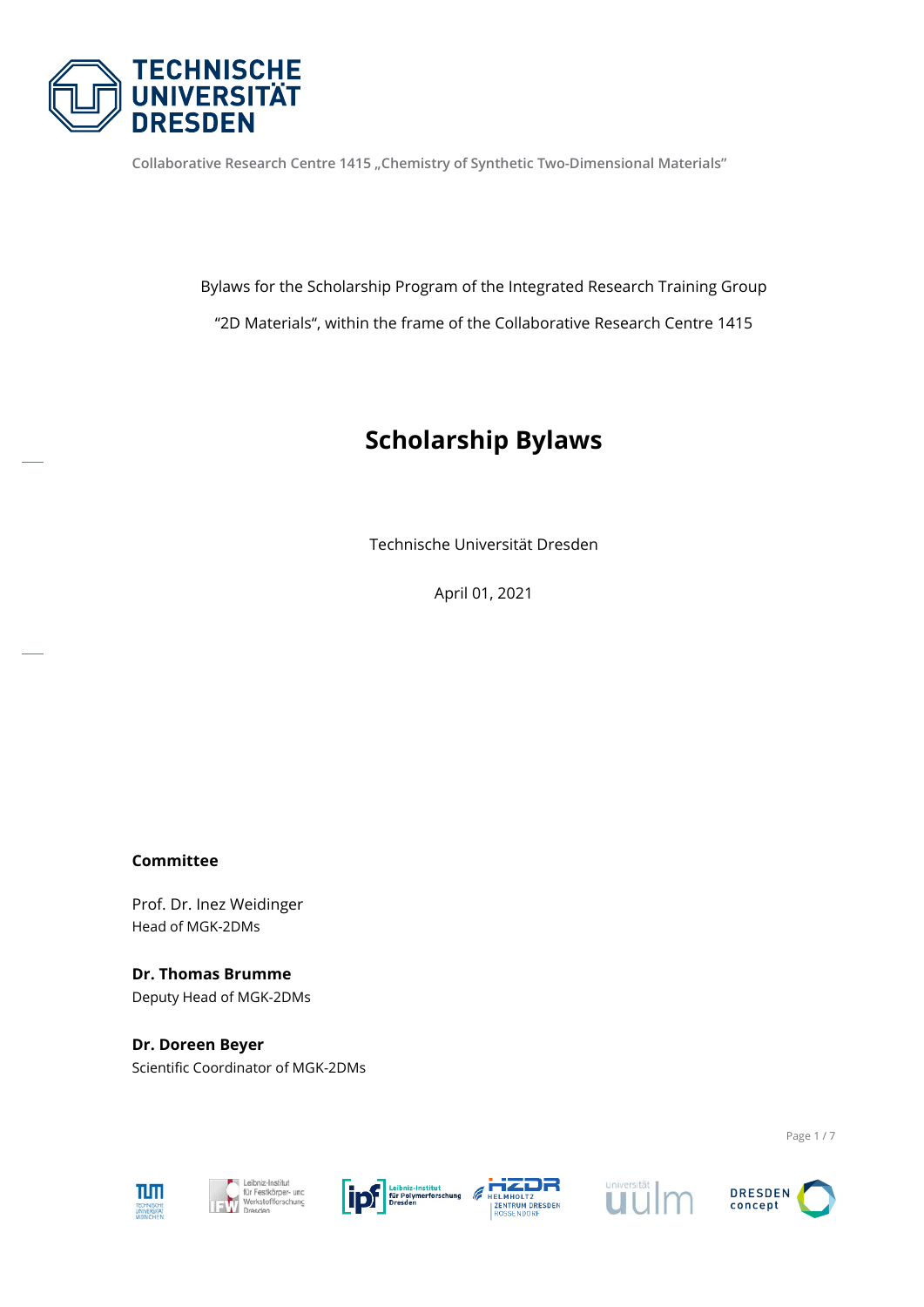Collaborative Research Centre 1415 „Chemistry of Synthetic Two-Dimensional Materials"

Bylaws for the Scholarship Program of the Integrated Research Training Group

"2D Materials", within the frame of the Collaborative Research Centre 1415

# Scholarship Bylaws

Technische Universität Dresden

April 01, 2021

**Committee**

Prof. Dr. Inez Weidinger
Head of MGK-2DMs

**Dr. Thomas Brumme**
Deputy Head of MGK-2DMs

**Dr. Doreen Beyer**
Scientific Coordinator of MGK-2DMs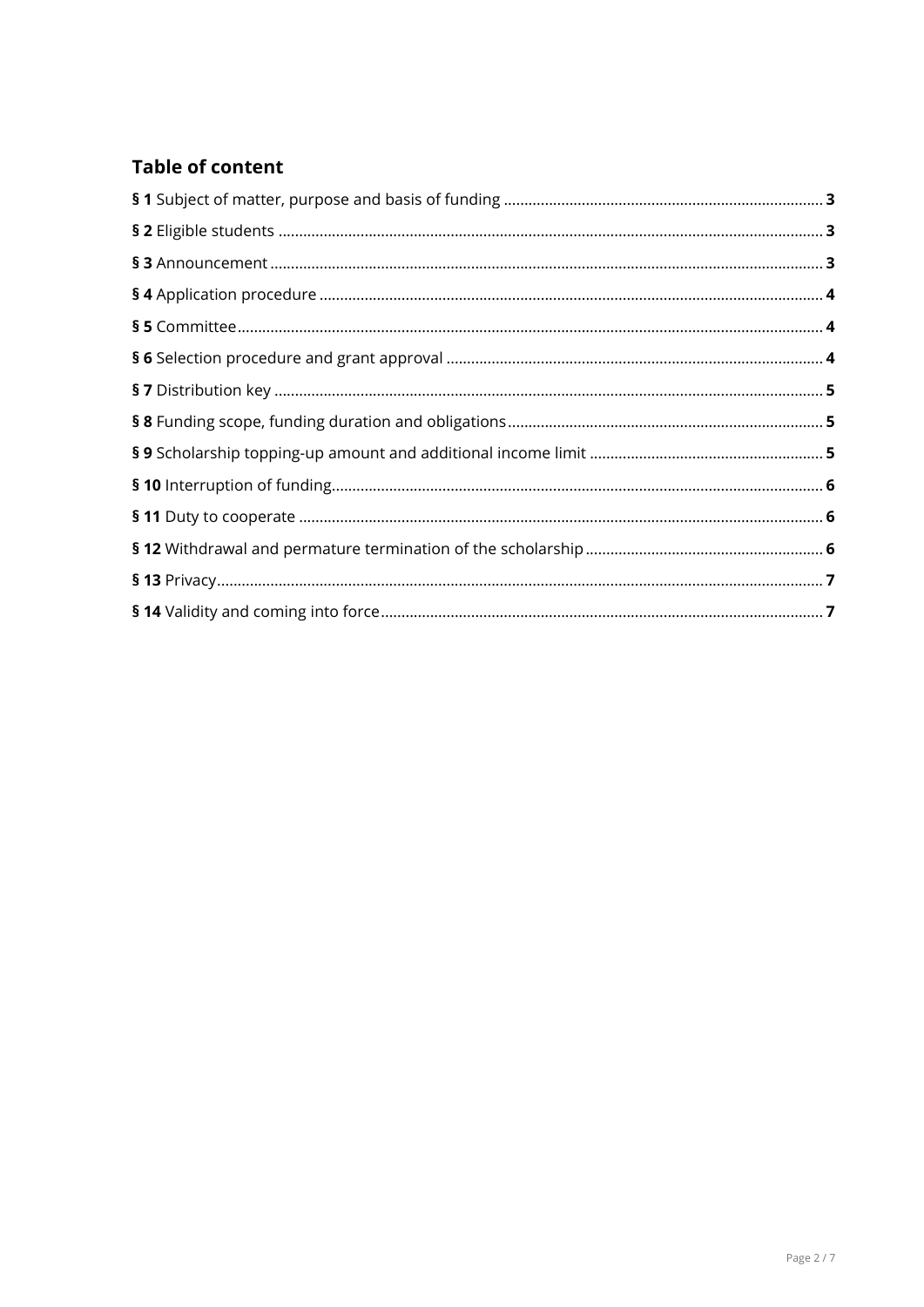## Table of content

**§ 1** Subject of matter, purpose and basis of funding ..... 3

**§ 2** Eligible students ..... 3

**§ 3** Announcement ..... 3

**§ 4** Application procedure ..... 4

**§ 5** Committee ..... 4

**§ 6** Selection procedure and grant approval ..... 4

**§ 7** Distribution key ..... 5

**§ 8** Funding scope, funding duration and obligations ..... 5

**§ 9** Scholarship topping-up amount and additional income limit ..... 5

**§ 10** Interruption of funding ..... 6

**§ 11** Duty to cooperate ..... 6

**§ 12** Withdrawal and permature termination of the scholarship ..... 6

**§ 13** Privacy ..... 7

**§ 14** Validity and coming into force ..... 7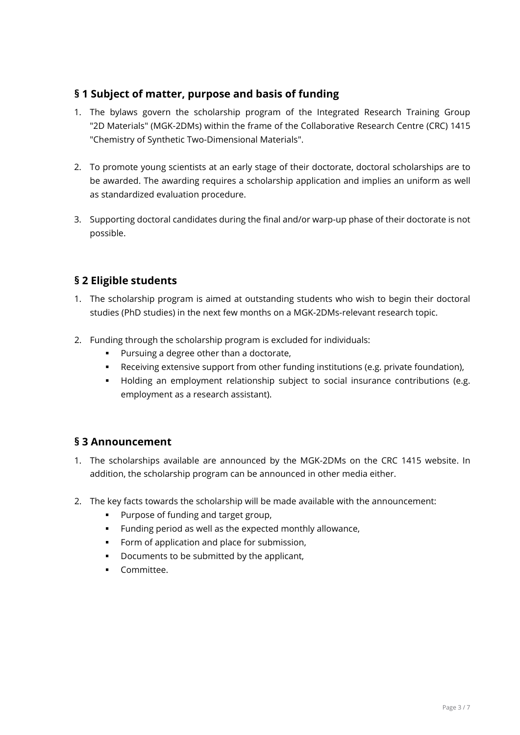## § 1 Subject of matter, purpose and basis of funding

1. The bylaws govern the scholarship program of the Integrated Research Training Group "2D Materials" (MGK-2DMs) within the frame of the Collaborative Research Centre (CRC) 1415 "Chemistry of Synthetic Two-Dimensional Materials".

2. To promote young scientists at an early stage of their doctorate, doctoral scholarships are to be awarded. The awarding requires a scholarship application and implies an uniform as well as standardized evaluation procedure.

3. Supporting doctoral candidates during the final and/or warp-up phase of their doctorate is not possible.

## § 2 Eligible students

1. The scholarship program is aimed at outstanding students who wish to begin their doctoral studies (PhD studies) in the next few months on a MGK-2DMs-relevant research topic.

2. Funding through the scholarship program is excluded for individuals:
   - Pursuing a degree other than a doctorate,
   - Receiving extensive support from other funding institutions (e.g. private foundation),
   - Holding an employment relationship subject to social insurance contributions (e.g. employment as a research assistant).

## § 3 Announcement

1. The scholarships available are announced by the MGK-2DMs on the CRC 1415 website. In addition, the scholarship program can be announced in other media either.

2. The key facts towards the scholarship will be made available with the announcement:
   - Purpose of funding and target group,
   - Funding period as well as the expected monthly allowance,
   - Form of application and place for submission,
   - Documents to be submitted by the applicant,
   - Committee.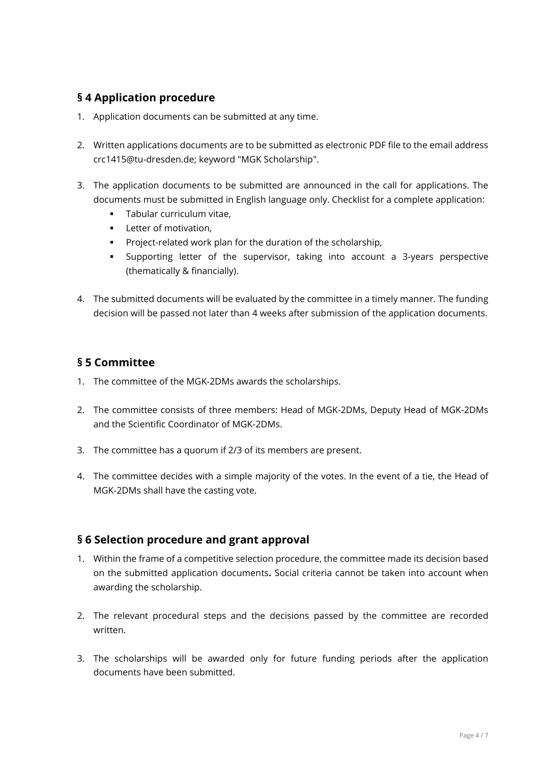## § 4 Application procedure

1. Application documents can be submitted at any time.

2. Written applications documents are to be submitted as electronic PDF file to the email address crc1415@tu-dresden.de; keyword "MGK Scholarship".

3. The application documents to be submitted are announced in the call for applications. The documents must be submitted in English language only. Checklist for a complete application:
   - Tabular curriculum vitae,
   - Letter of motivation,
   - Project-related work plan for the duration of the scholarship,
   - Supporting letter of the supervisor, taking into account a 3-years perspective (thematically & financially).

4. The submitted documents will be evaluated by the committee in a timely manner. The funding decision will be passed not later than 4 weeks after submission of the application documents.

## § 5 Committee

1. The committee of the MGK-2DMs awards the scholarships.

2. The committee consists of three members: Head of MGK-2DMs, Deputy Head of MGK-2DMs and the Scientific Coordinator of MGK-2DMs.

3. The committee has a quorum if 2/3 of its members are present.

4. The committee decides with a simple majority of the votes. In the event of a tie, the Head of MGK-2DMs shall have the casting vote.

## § 6 Selection procedure and grant approval

1. Within the frame of a competitive selection procedure, the committee made its decision based on the submitted application documents**.** Social criteria cannot be taken into account when awarding the scholarship.

2. The relevant procedural steps and the decisions passed by the committee are recorded written.

3. The scholarships will be awarded only for future funding periods after the application documents have been submitted.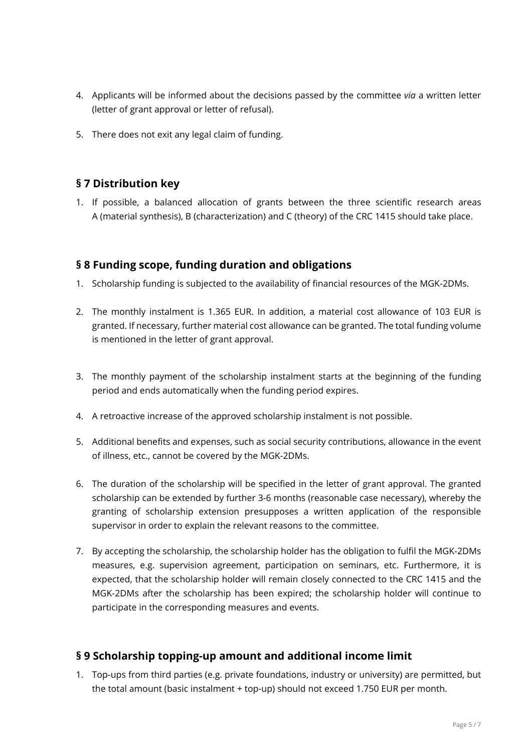4. Applicants will be informed about the decisions passed by the committee *via* a written letter (letter of grant approval or letter of refusal).

5. There does not exit any legal claim of funding.

## § 7 Distribution key

1. If possible, a balanced allocation of grants between the three scientific research areas A (material synthesis), B (characterization) and C (theory) of the CRC 1415 should take place.

## § 8 Funding scope, funding duration and obligations

1. Scholarship funding is subjected to the availability of financial resources of the MGK-2DMs.

2. The monthly instalment is 1.365 EUR. In addition, a material cost allowance of 103 EUR is granted. If necessary, further material cost allowance can be granted. The total funding volume is mentioned in the letter of grant approval.

3. The monthly payment of the scholarship instalment starts at the beginning of the funding period and ends automatically when the funding period expires.

4. A retroactive increase of the approved scholarship instalment is not possible.

5. Additional benefits and expenses, such as social security contributions, allowance in the event of illness, etc., cannot be covered by the MGK-2DMs.

6. The duration of the scholarship will be specified in the letter of grant approval. The granted scholarship can be extended by further 3-6 months (reasonable case necessary), whereby the granting of scholarship extension presupposes a written application of the responsible supervisor in order to explain the relevant reasons to the committee.

7. By accepting the scholarship, the scholarship holder has the obligation to fulfil the MGK-2DMs measures, e.g. supervision agreement, participation on seminars, etc. Furthermore, it is expected, that the scholarship holder will remain closely connected to the CRC 1415 and the MGK-2DMs after the scholarship has been expired; the scholarship holder will continue to participate in the corresponding measures and events.

## § 9 Scholarship topping-up amount and additional income limit

1. Top-ups from third parties (e.g. private foundations, industry or university) are permitted, but the total amount (basic instalment + top-up) should not exceed 1.750 EUR per month.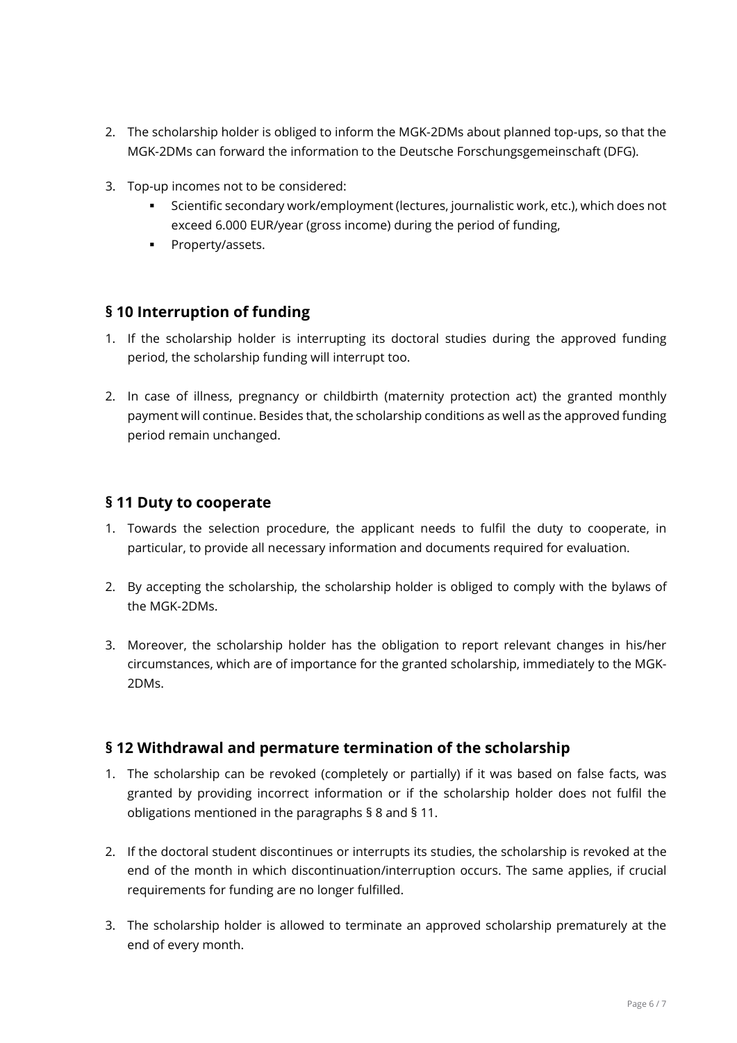2. The scholarship holder is obliged to inform the MGK-2DMs about planned top-ups, so that the MGK-2DMs can forward the information to the Deutsche Forschungsgemeinschaft (DFG).

3. Top-up incomes not to be considered:
   - Scientific secondary work/employment (lectures, journalistic work, etc.), which does not exceed 6.000 EUR/year (gross income) during the period of funding,
   - Property/assets.

## § 10 Interruption of funding

1. If the scholarship holder is interrupting its doctoral studies during the approved funding period, the scholarship funding will interrupt too.

2. In case of illness, pregnancy or childbirth (maternity protection act) the granted monthly payment will continue. Besides that, the scholarship conditions as well as the approved funding period remain unchanged.

## § 11 Duty to cooperate

1. Towards the selection procedure, the applicant needs to fulfil the duty to cooperate, in particular, to provide all necessary information and documents required for evaluation.

2. By accepting the scholarship, the scholarship holder is obliged to comply with the bylaws of the MGK-2DMs.

3. Moreover, the scholarship holder has the obligation to report relevant changes in his/her circumstances, which are of importance for the granted scholarship, immediately to the MGK-2DMs.

## § 12 Withdrawal and permature termination of the scholarship

1. The scholarship can be revoked (completely or partially) if it was based on false facts, was granted by providing incorrect information or if the scholarship holder does not fulfil the obligations mentioned in the paragraphs § 8 and § 11.

2. If the doctoral student discontinues or interrupts its studies, the scholarship is revoked at the end of the month in which discontinuation/interruption occurs. The same applies, if crucial requirements for funding are no longer fulfilled.

3. The scholarship holder is allowed to terminate an approved scholarship prematurely at the end of every month.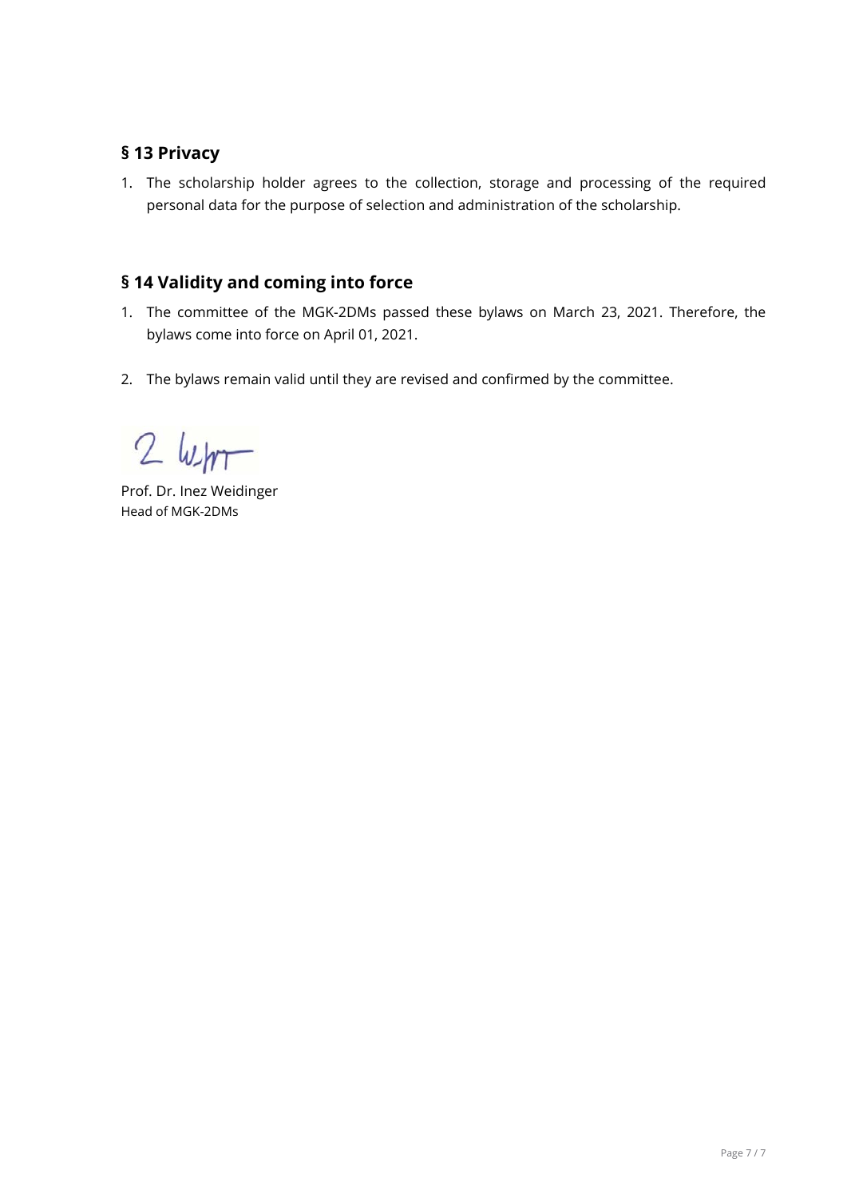## § 13 Privacy

1. The scholarship holder agrees to the collection, storage and processing of the required personal data for the purpose of selection and administration of the scholarship.

## § 14 Validity and coming into force

1. The committee of the MGK-2DMs passed these bylaws on March 23, 2021. Therefore, the bylaws come into force on April 01, 2021.

2. The bylaws remain valid until they are revised and confirmed by the committee.

Prof. Dr. Inez Weidinger
Head of MGK-2DMs